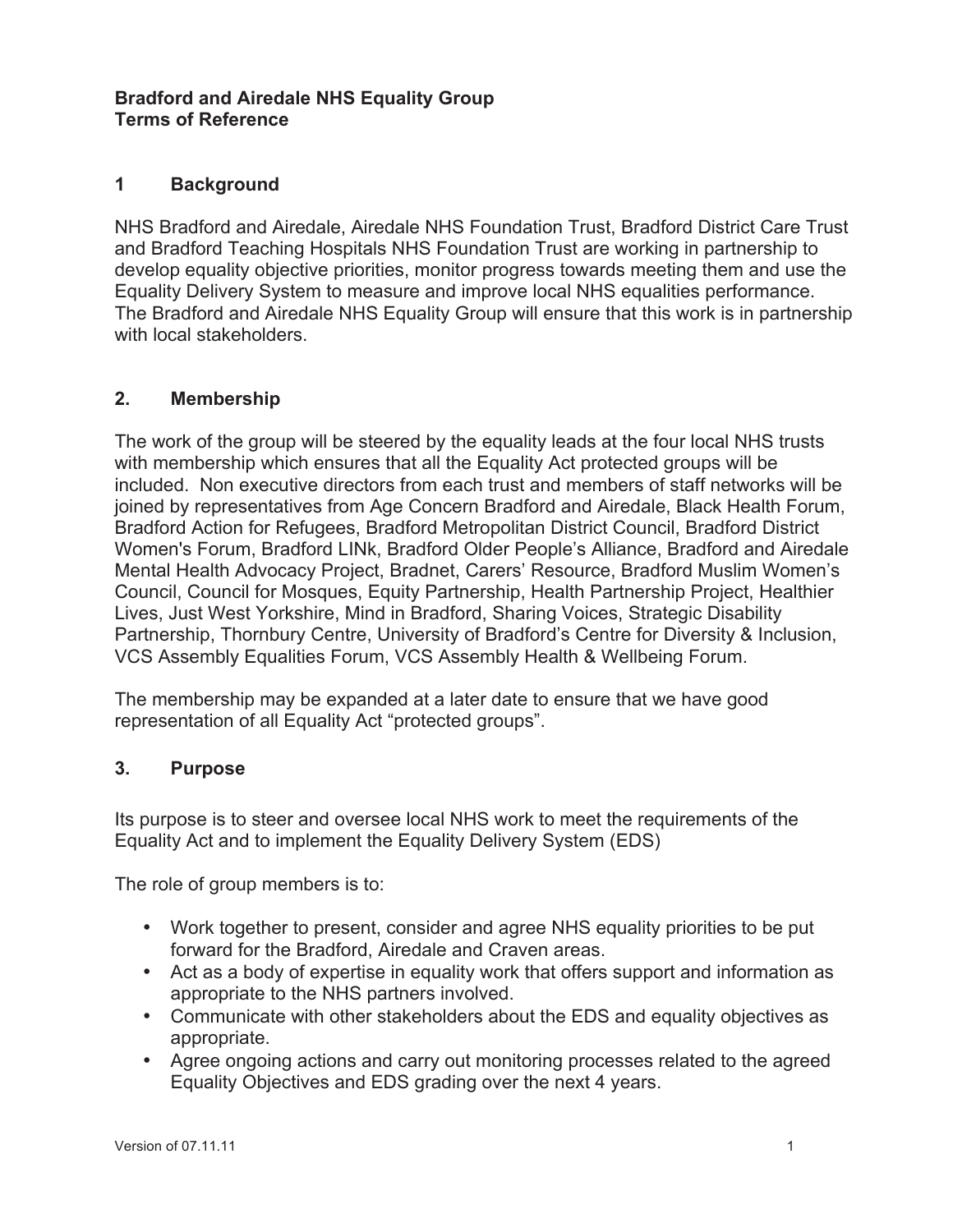**Bradford and Airedale NHS Equality Group**
**Terms of Reference**

## 1 Background

NHS Bradford and Airedale, Airedale NHS Foundation Trust, Bradford District Care Trust and Bradford Teaching Hospitals NHS Foundation Trust are working in partnership to develop equality objective priorities, monitor progress towards meeting them and use the Equality Delivery System to measure and improve local NHS equalities performance. The Bradford and Airedale NHS Equality Group will ensure that this work is in partnership with local stakeholders.

## 2. Membership

The work of the group will be steered by the equality leads at the four local NHS trusts with membership which ensures that all the Equality Act protected groups will be included. Non executive directors from each trust and members of staff networks will be joined by representatives from Age Concern Bradford and Airedale, Black Health Forum, Bradford Action for Refugees, Bradford Metropolitan District Council, Bradford District Women's Forum, Bradford LINk, Bradford Older People's Alliance, Bradford and Airedale Mental Health Advocacy Project, Bradnet, Carers' Resource, Bradford Muslim Women's Council, Council for Mosques, Equity Partnership, Health Partnership Project, Healthier Lives, Just West Yorkshire, Mind in Bradford, Sharing Voices, Strategic Disability Partnership, Thornbury Centre, University of Bradford's Centre for Diversity & Inclusion, VCS Assembly Equalities Forum, VCS Assembly Health & Wellbeing Forum.

The membership may be expanded at a later date to ensure that we have good representation of all Equality Act "protected groups".

## 3. Purpose

Its purpose is to steer and oversee local NHS work to meet the requirements of the Equality Act and to implement the Equality Delivery System (EDS)

The role of group members is to:

- Work together to present, consider and agree NHS equality priorities to be put forward for the Bradford, Airedale and Craven areas.
- Act as a body of expertise in equality work that offers support and information as appropriate to the NHS partners involved.
- Communicate with other stakeholders about the EDS and equality objectives as appropriate.
- Agree ongoing actions and carry out monitoring processes related to the agreed Equality Objectives and EDS grading over the next 4 years.

Version of 07.11.11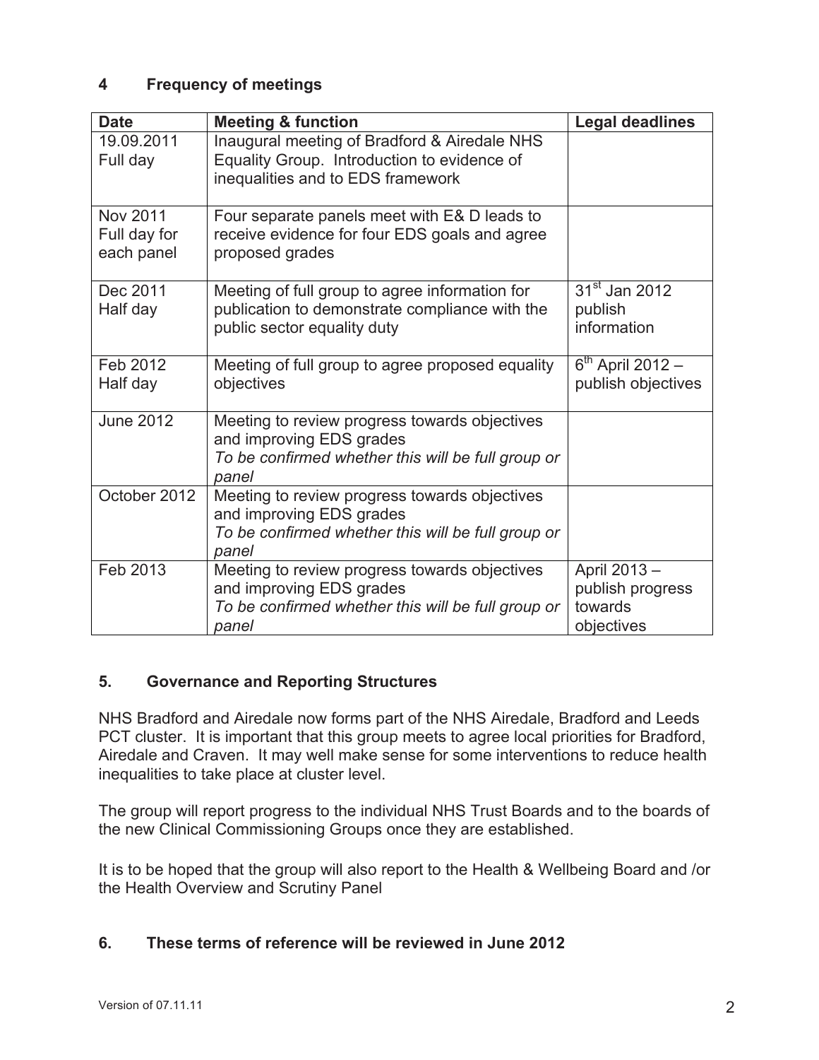## 4 Frequency of meetings

| Date | Meeting & function | Legal deadlines |
|---|---|---|
| 19.09.2011<br>Full day | Inaugural meeting of Bradford & Airedale NHS Equality Group. Introduction to evidence of inequalities and to EDS framework | |
| Nov 2011<br>Full day for each panel | Four separate panels meet with E& D leads to receive evidence for four EDS goals and agree proposed grades | |
| Dec 2011<br>Half day | Meeting of full group to agree information for publication to demonstrate compliance with the public sector equality duty | 31st Jan 2012 publish information |
| Feb 2012<br>Half day | Meeting of full group to agree proposed equality objectives | 6th April 2012 – publish objectives |
| June 2012 | Meeting to review progress towards objectives and improving EDS grades<br>*To be confirmed whether this will be full group or panel* | |
| October 2012 | Meeting to review progress towards objectives and improving EDS grades<br>*To be confirmed whether this will be full group or panel* | |
| Feb 2013 | Meeting to review progress towards objectives and improving EDS grades<br>*To be confirmed whether this will be full group or panel* | April 2013 – publish progress towards objectives |

## 5. Governance and Reporting Structures

NHS Bradford and Airedale now forms part of the NHS Airedale, Bradford and Leeds PCT cluster. It is important that this group meets to agree local priorities for Bradford, Airedale and Craven. It may well make sense for some interventions to reduce health inequalities to take place at cluster level.

The group will report progress to the individual NHS Trust Boards and to the boards of the new Clinical Commissioning Groups once they are established.

It is to be hoped that the group will also report to the Health & Wellbeing Board and /or the Health Overview and Scrutiny Panel

## 6. These terms of reference will be reviewed in June 2012

Version of 07.11.11